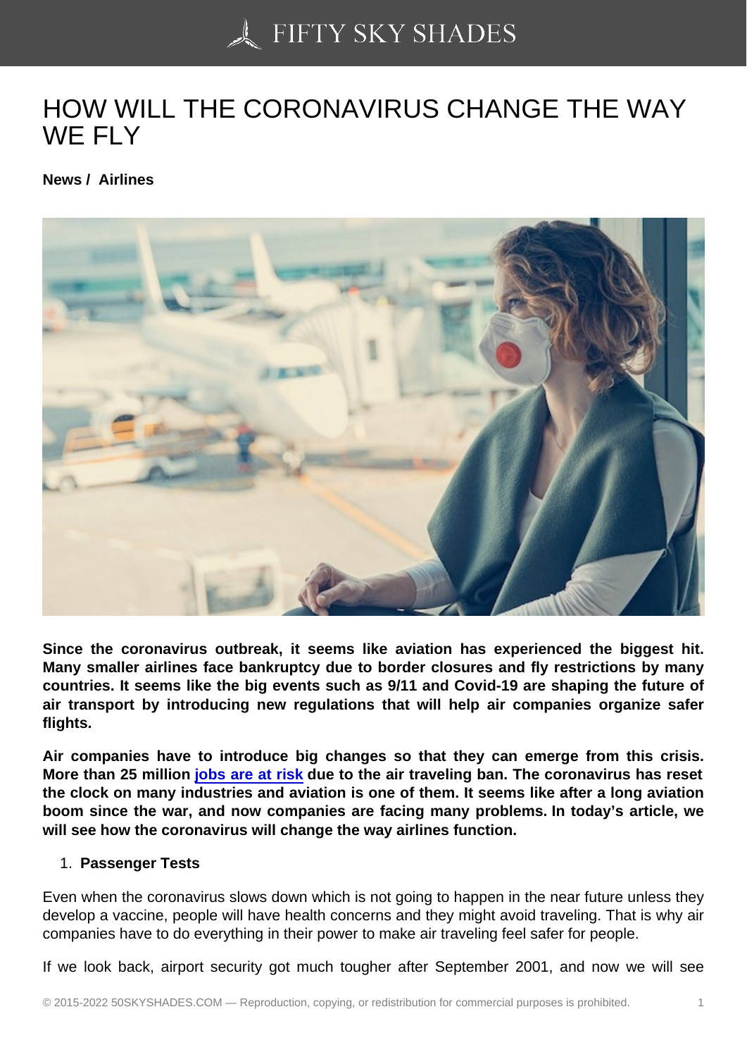# HOW WILL THE CORONAVIRUS CHANGE THE WAY WE FLY

**News / Airlines**

**Since the coronavirus outbreak, it seems like aviation has experienced the biggest hit. Many smaller airlines face bankruptcy due to border closures and fly restrictions by many countries. It seems like the big events such as 9/11 and Covid-19 are shaping the future of air transport by introducing new regulations that will help air companies organize safer flights.**

**Air companies have to introduce big changes so that they can emerge from this crisis. More than 25 million jobs are at risk due to the air traveling ban. The coronavirus has reset the clock on many industries and aviation is one of them. It seems like after a long aviation boom since the war, and now companies are facing many problems. In today's article, we will see how the coronavirus will change the way airlines function.**

1. **Passenger Tests**

Even when the coronavirus slows down which is not going to happen in the near future unless they develop a vaccine, people will have health concerns and they might avoid traveling. That is why air companies have to do everything in their power to make air traveling feel safer for people.

If we look back, airport security got much tougher after September 2001, and now we will see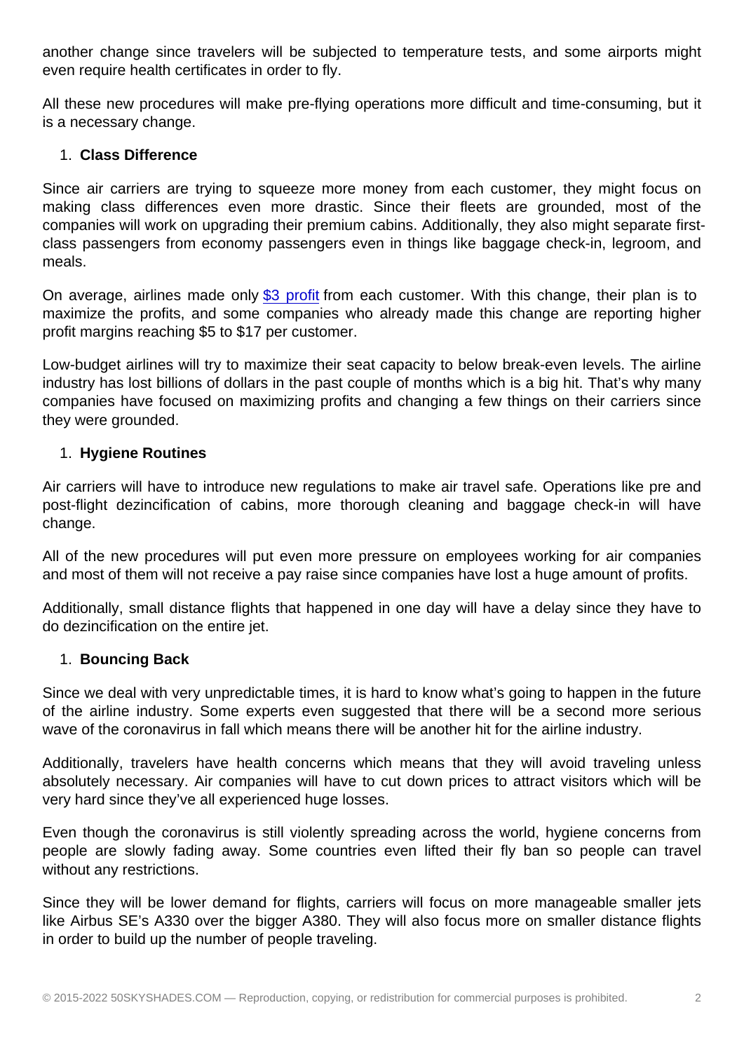another change since travelers will be subjected to temperature tests, and some airports might even require health certificates in order to fly.

All these new procedures will make pre-flying operations more difficult and time-consuming, but it is a necessary change.

1. **Class Difference**

Since air carriers are trying to squeeze more money from each customer, they might focus on making class differences even more drastic. Since their fleets are grounded, most of the companies will work on upgrading their premium cabins. Additionally, they also might separate first-class passengers from economy passengers even in things like baggage check-in, legroom, and meals.

On average, airlines made only [$3 profit] from each customer. With this change, their plan is to maximize the profits, and some companies who already made this change are reporting higher profit margins reaching $5 to $17 per customer.

Low-budget airlines will try to maximize their seat capacity to below break-even levels. The airline industry has lost billions of dollars in the past couple of months which is a big hit. That's why many companies have focused on maximizing profits and changing a few things on their carriers since they were grounded.

1. **Hygiene Routines**

Air carriers will have to introduce new regulations to make air travel safe. Operations like pre and post-flight dezincification of cabins, more thorough cleaning and baggage check-in will have change.

All of the new procedures will put even more pressure on employees working for air companies and most of them will not receive a pay raise since companies have lost a huge amount of profits.

Additionally, small distance flights that happened in one day will have a delay since they have to do dezincification on the entire jet.

1. **Bouncing Back**

Since we deal with very unpredictable times, it is hard to know what's going to happen in the future of the airline industry. Some experts even suggested that there will be a second more serious wave of the coronavirus in fall which means there will be another hit for the airline industry.

Additionally, travelers have health concerns which means that they will avoid traveling unless absolutely necessary. Air companies will have to cut down prices to attract visitors which will be very hard since they've all experienced huge losses.

Even though the coronavirus is still violently spreading across the world, hygiene concerns from people are slowly fading away. Some countries even lifted their fly ban so people can travel without any restrictions.

Since they will be lower demand for flights, carriers will focus on more manageable smaller jets like Airbus SE's A330 over the bigger A380. They will also focus more on smaller distance flights in order to build up the number of people traveling.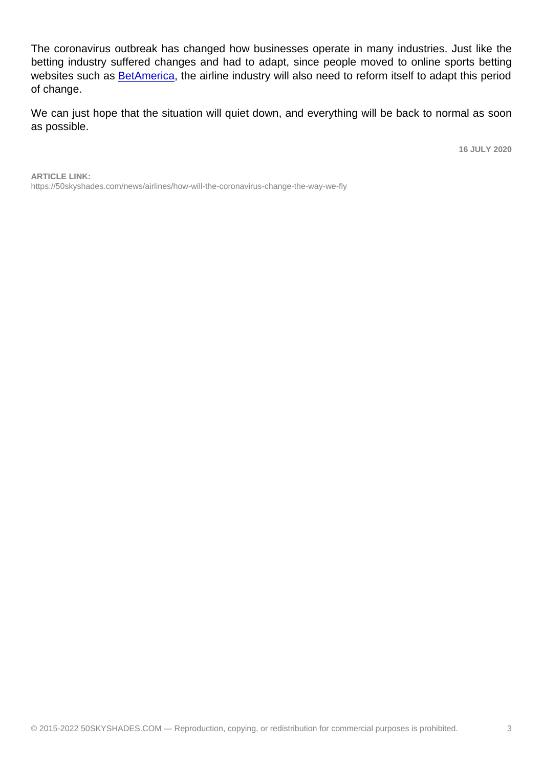The coronavirus outbreak has changed how businesses operate in many industries. Just like the betting industry suffered changes and had to adapt, since people moved to online sports betting websites such as BetAmerica, the airline industry will also need to reform itself to adapt this period of change.

We can just hope that the situation will quiet down, and everything will be back to normal as soon as possible.

**16 JULY 2020**

**ARTICLE LINK:**
https://50skyshades.com/news/airlines/how-will-the-coronavirus-change-the-way-we-fly